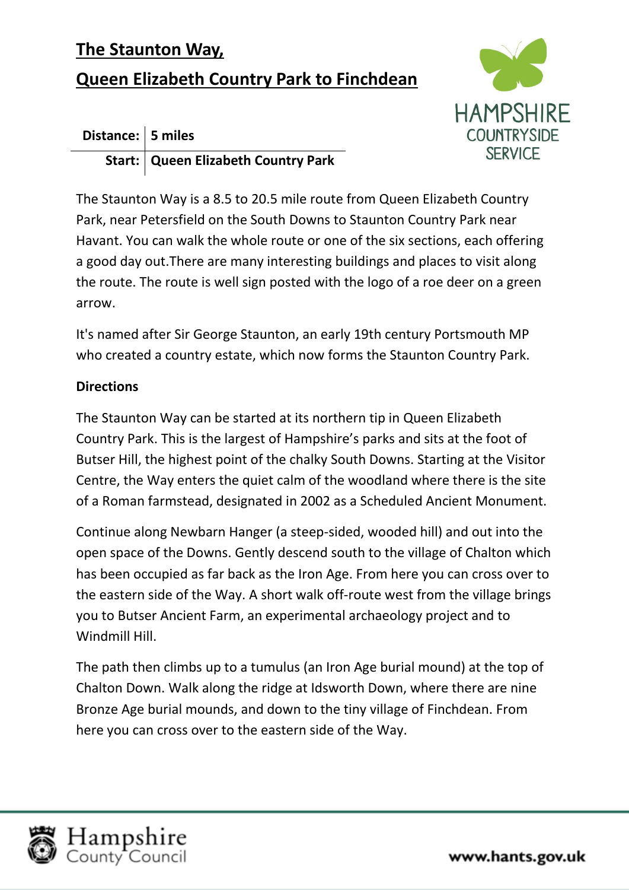# The Staunton Way,

# Queen Elizabeth Country Park to Finchdean

| | |
|---|---|
| **Distance:** | **5 miles** |
| **Start:** | **Queen Elizabeth Country Park** |

The Staunton Way is a 8.5 to 20.5 mile route from Queen Elizabeth Country Park, near Petersfield on the South Downs to Staunton Country Park near Havant. You can walk the whole route or one of the six sections, each offering a good day out.There are many interesting buildings and places to visit along the route. The route is well sign posted with the logo of a roe deer on a green arrow.

It's named after Sir George Staunton, an early 19th century Portsmouth MP who created a country estate, which now forms the Staunton Country Park.

**Directions**

The Staunton Way can be started at its northern tip in Queen Elizabeth Country Park. This is the largest of Hampshire's parks and sits at the foot of Butser Hill, the highest point of the chalky South Downs. Starting at the Visitor Centre, the Way enters the quiet calm of the woodland where there is the site of a Roman farmstead, designated in 2002 as a Scheduled Ancient Monument.

Continue along Newbarn Hanger (a steep-sided, wooded hill) and out into the open space of the Downs. Gently descend south to the village of Chalton which has been occupied as far back as the Iron Age. From here you can cross over to the eastern side of the Way. A short walk off-route west from the village brings you to Butser Ancient Farm, an experimental archaeology project and to Windmill Hill.

The path then climbs up to a tumulus (an Iron Age burial mound) at the top of Chalton Down. Walk along the ridge at Idsworth Down, where there are nine Bronze Age burial mounds, and down to the tiny village of Finchdean. From here you can cross over to the eastern side of the Way.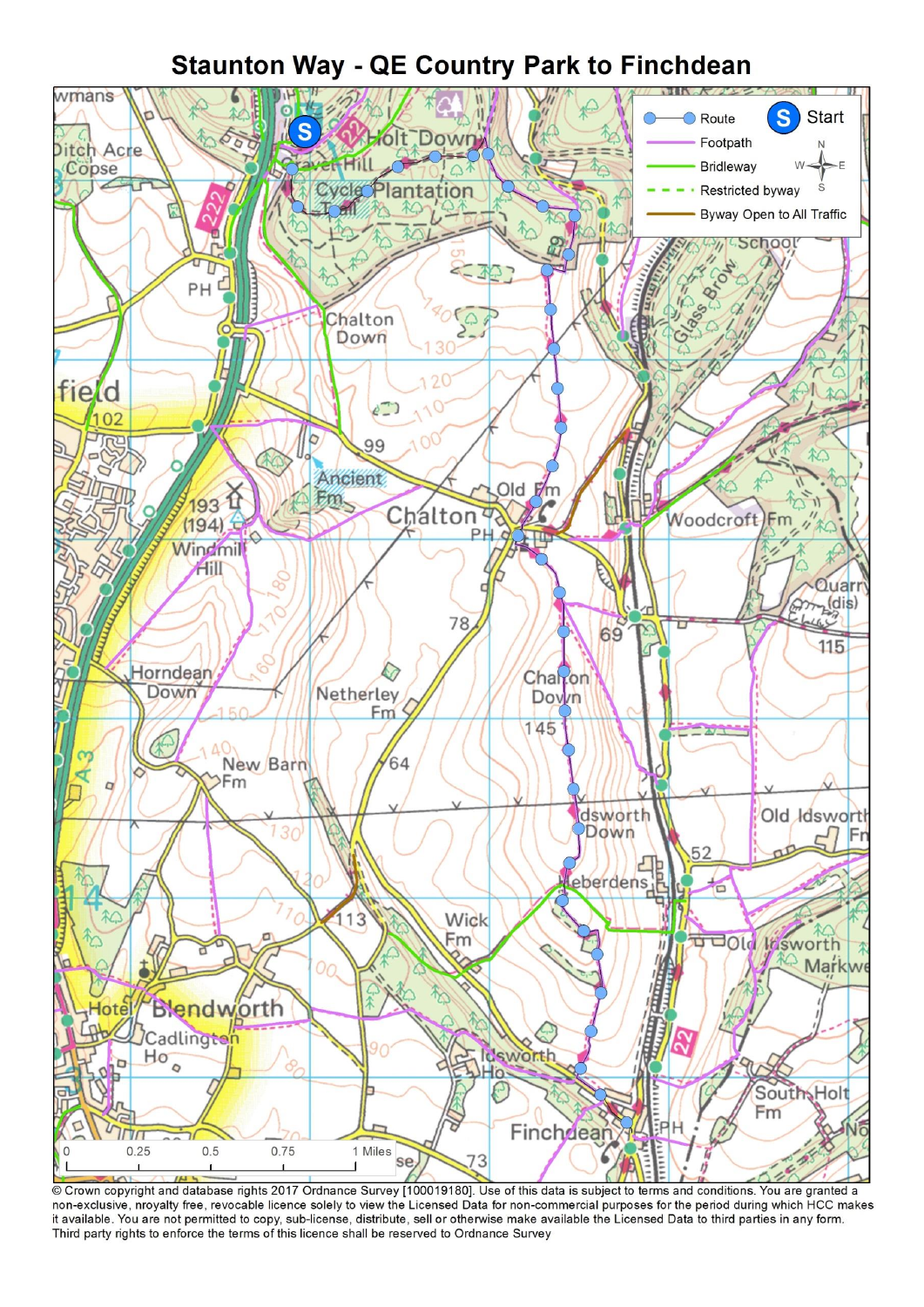# Staunton Way - QE Country Park to Finchdean

Route
Start
Footpath
Bridleway
Restricted byway
Byway Open to All Traffic

0 0.25 0.5 0.75 1 Miles

© Crown copyright and database rights 2017 Ordnance Survey [100019180]. Use of this data is subject to terms and conditions. You are granted a non-exclusive, nroyalty free, revocable licence solely to view the Licensed Data for non-commercial purposes for the period during which HCC makes it available. You are not permitted to copy, sub-license, distribute, sell or otherwise make available the Licensed Data to third parties in any form. Third party rights to enforce the terms of this licence shall be reserved to Ordnance Survey